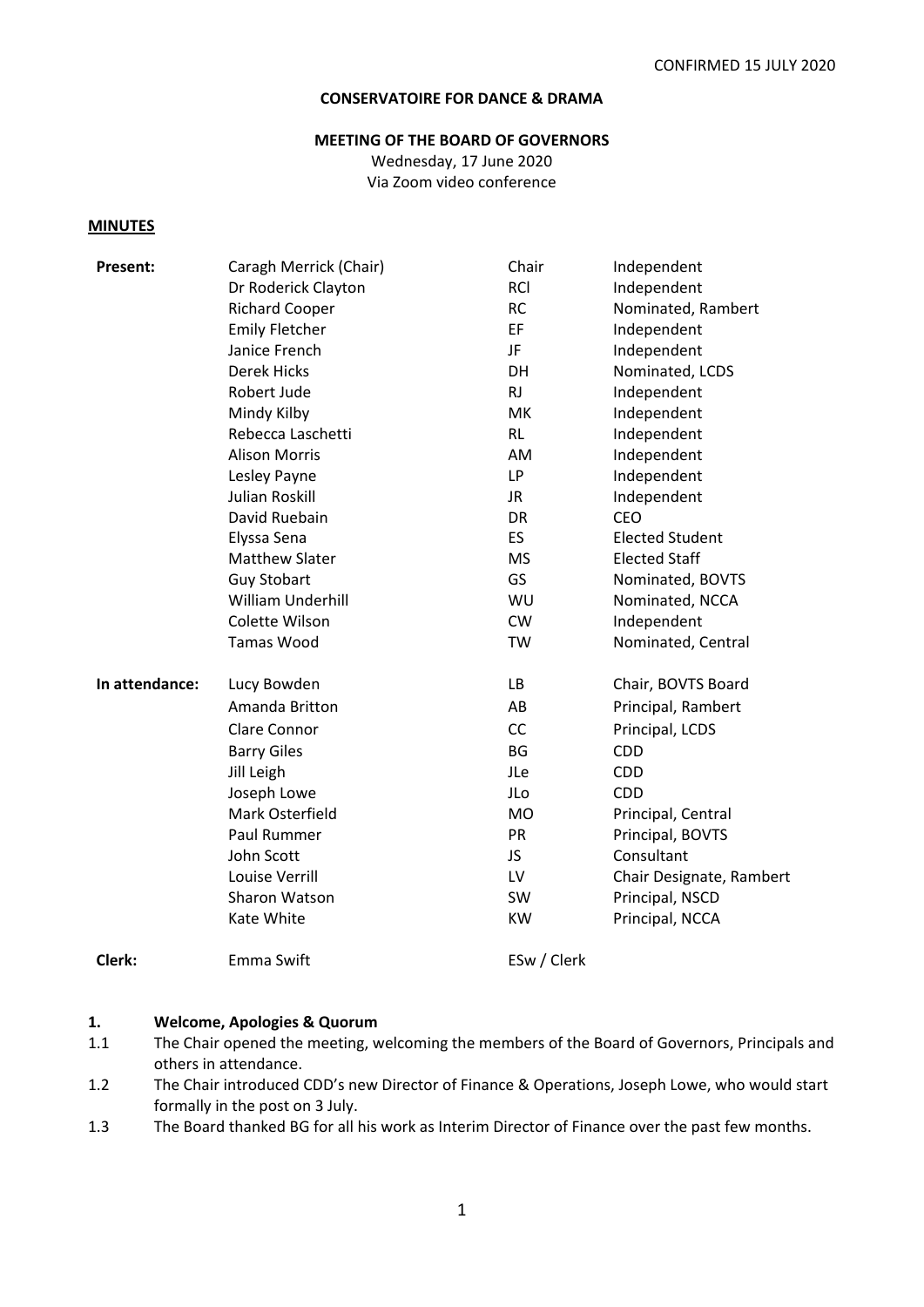CONFIRMED 15 JULY 2020

**CONSERVATOIRE FOR DANCE & DRAMA**

**MEETING OF THE BOARD OF GOVERNORS**

Wednesday, 17 June 2020

Via Zoom video conference

**MINUTES**

| | | | |
|---|---|---|---|
| **Present:** | Caragh Merrick (Chair) | Chair | Independent |
| | Dr Roderick Clayton | RCl | Independent |
| | Richard Cooper | RC | Nominated, Rambert |
| | Emily Fletcher | EF | Independent |
| | Janice French | JF | Independent |
| | Derek Hicks | DH | Nominated, LCDS |
| | Robert Jude | RJ | Independent |
| | Mindy Kilby | MK | Independent |
| | Rebecca Laschetti | RL | Independent |
| | Alison Morris | AM | Independent |
| | Lesley Payne | LP | Independent |
| | Julian Roskill | JR | Independent |
| | David Ruebain | DR | CEO |
| | Elyssa Sena | ES | Elected Student |
| | Matthew Slater | MS | Elected Staff |
| | Guy Stobart | GS | Nominated, BOVTS |
| | William Underhill | WU | Nominated, NCCA |
| | Colette Wilson | CW | Independent |
| | Tamas Wood | TW | Nominated, Central |
| **In attendance:** | Lucy Bowden | LB | Chair, BOVTS Board |
| | Amanda Britton | AB | Principal, Rambert |
| | Clare Connor | CC | Principal, LCDS |
| | Barry Giles | BG | CDD |
| | Jill Leigh | JLe | CDD |
| | Joseph Lowe | JLo | CDD |
| | Mark Osterfield | MO | Principal, Central |
| | Paul Rummer | PR | Principal, BOVTS |
| | John Scott | JS | Consultant |
| | Louise Verrill | LV | Chair Designate, Rambert |
| | Sharon Watson | SW | Principal, NSCD |
| | Kate White | KW | Principal, NCCA |
| **Clerk:** | Emma Swift | ESw / Clerk | |

## 1. Welcome, Apologies & Quorum

1.1 The Chair opened the meeting, welcoming the members of the Board of Governors, Principals and others in attendance.

1.2 The Chair introduced CDD's new Director of Finance & Operations, Joseph Lowe, who would start formally in the post on 3 July.

1.3 The Board thanked BG for all his work as Interim Director of Finance over the past few months.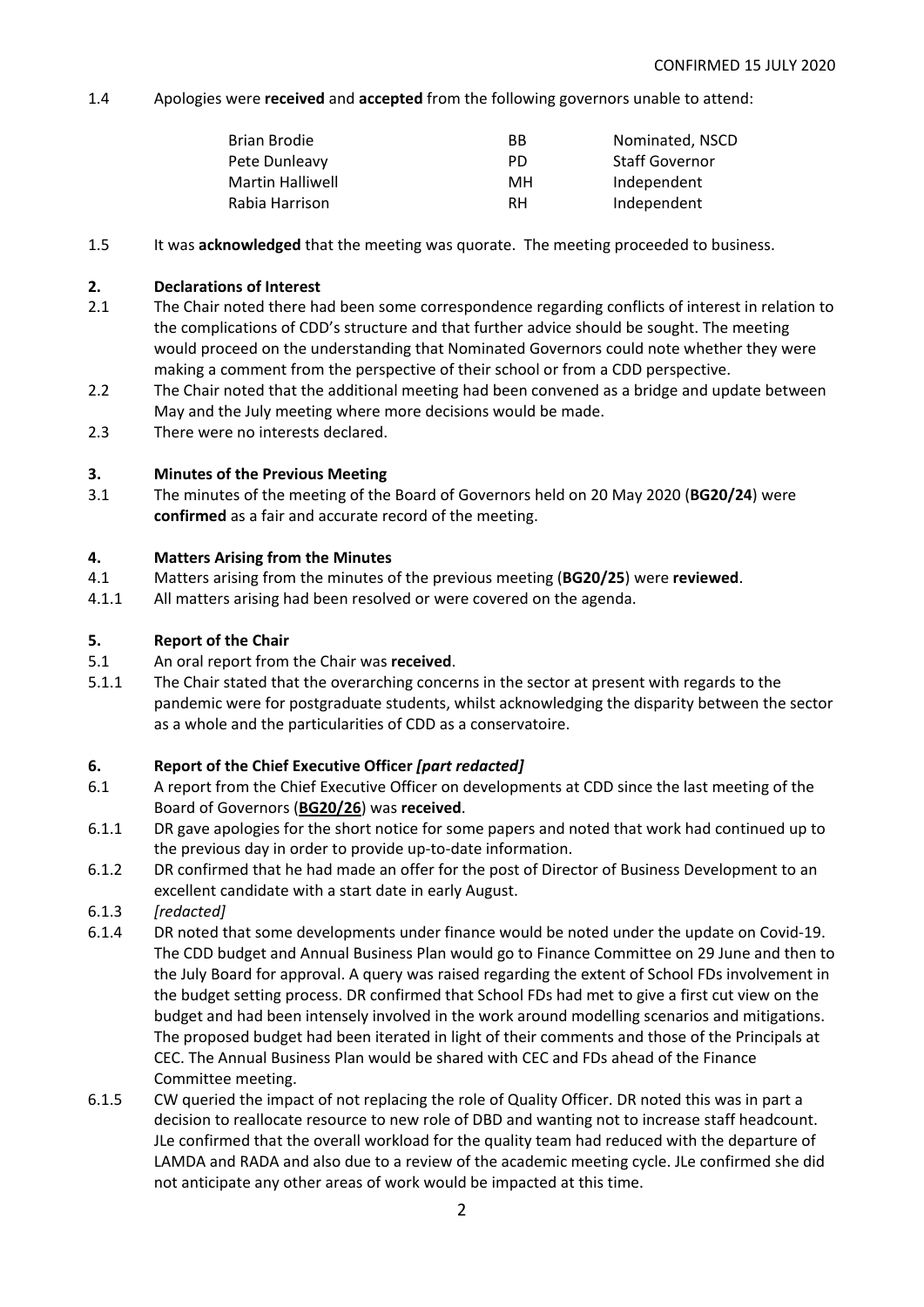CONFIRMED 15 JULY 2020

1.4 Apologies were **received** and **accepted** from the following governors unable to attend:

| | | |
|---|---|---|
| Brian Brodie | BB | Nominated, NSCD |
| Pete Dunleavy | PD | Staff Governor |
| Martin Halliwell | MH | Independent |
| Rabia Harrison | RH | Independent |

1.5 It was **acknowledged** that the meeting was quorate. The meeting proceeded to business.

## 2. Declarations of Interest

2.1 The Chair noted there had been some correspondence regarding conflicts of interest in relation to the complications of CDD's structure and that further advice should be sought. The meeting would proceed on the understanding that Nominated Governors could note whether they were making a comment from the perspective of their school or from a CDD perspective.

2.2 The Chair noted that the additional meeting had been convened as a bridge and update between May and the July meeting where more decisions would be made.

2.3 There were no interests declared.

## 3. Minutes of the Previous Meeting

3.1 The minutes of the meeting of the Board of Governors held on 20 May 2020 (**BG20/24**) were **confirmed** as a fair and accurate record of the meeting.

## 4. Matters Arising from the Minutes

4.1 Matters arising from the minutes of the previous meeting (**BG20/25**) were **reviewed**.

4.1.1 All matters arising had been resolved or were covered on the agenda.

## 5. Report of the Chair

5.1 An oral report from the Chair was **received**.

5.1.1 The Chair stated that the overarching concerns in the sector at present with regards to the pandemic were for postgraduate students, whilst acknowledging the disparity between the sector as a whole and the particularities of CDD as a conservatoire.

## 6. Report of the Chief Executive Officer *[part redacted]*

6.1 A report from the Chief Executive Officer on developments at CDD since the last meeting of the Board of Governors (**BG20/26**) was **received**.

6.1.1 DR gave apologies for the short notice for some papers and noted that work had continued up to the previous day in order to provide up-to-date information.

6.1.2 DR confirmed that he had made an offer for the post of Director of Business Development to an excellent candidate with a start date in early August.

6.1.3 *[redacted]*

6.1.4 DR noted that some developments under finance would be noted under the update on Covid-19. The CDD budget and Annual Business Plan would go to Finance Committee on 29 June and then to the July Board for approval. A query was raised regarding the extent of School FDs involvement in the budget setting process. DR confirmed that School FDs had met to give a first cut view on the budget and had been intensely involved in the work around modelling scenarios and mitigations. The proposed budget had been iterated in light of their comments and those of the Principals at CEC. The Annual Business Plan would be shared with CEC and FDs ahead of the Finance Committee meeting.

6.1.5 CW queried the impact of not replacing the role of Quality Officer. DR noted this was in part a decision to reallocate resource to new role of DBD and wanting not to increase staff headcount. JLe confirmed that the overall workload for the quality team had reduced with the departure of LAMDA and RADA and also due to a review of the academic meeting cycle. JLe confirmed she did not anticipate any other areas of work would be impacted at this time.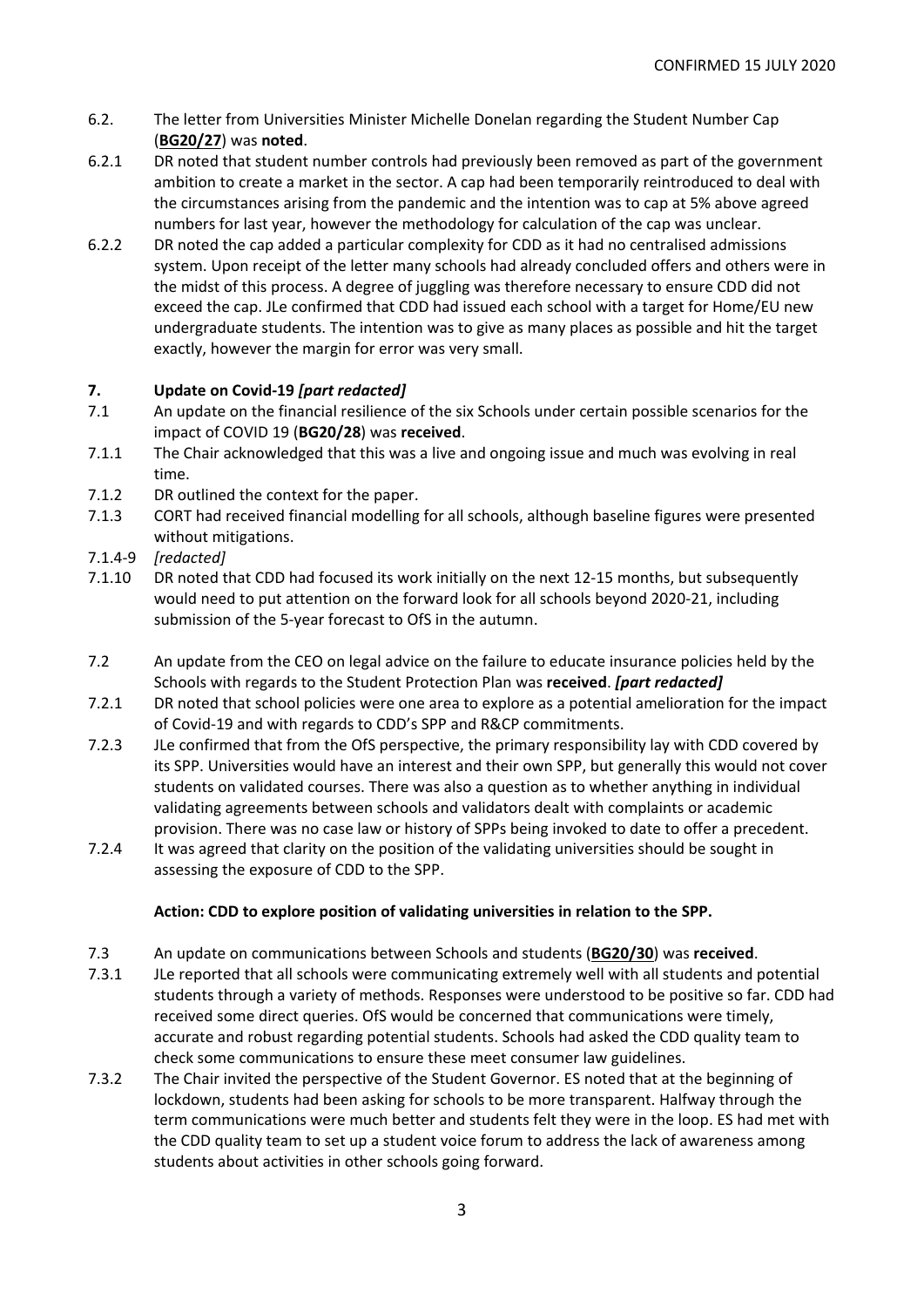CONFIRMED 15 JULY 2020

6.2. The letter from Universities Minister Michelle Donelan regarding the Student Number Cap (**BG20/27**) was **noted**.

6.2.1 DR noted that student number controls had previously been removed as part of the government ambition to create a market in the sector. A cap had been temporarily reintroduced to deal with the circumstances arising from the pandemic and the intention was to cap at 5% above agreed numbers for last year, however the methodology for calculation of the cap was unclear.

6.2.2 DR noted the cap added a particular complexity for CDD as it had no centralised admissions system. Upon receipt of the letter many schools had already concluded offers and others were in the midst of this process. A degree of juggling was therefore necessary to ensure CDD did not exceed the cap. JLe confirmed that CDD had issued each school with a target for Home/EU new undergraduate students. The intention was to give as many places as possible and hit the target exactly, however the margin for error was very small.

## 7. Update on Covid-19 *[part redacted]*

7.1 An update on the financial resilience of the six Schools under certain possible scenarios for the impact of COVID 19 (**BG20/28**) was **received**.

7.1.1 The Chair acknowledged that this was a live and ongoing issue and much was evolving in real time.

7.1.2 DR outlined the context for the paper.

7.1.3 CORT had received financial modelling for all schools, although baseline figures were presented without mitigations.

7.1.4-9 *[redacted]*

7.1.10 DR noted that CDD had focused its work initially on the next 12-15 months, but subsequently would need to put attention on the forward look for all schools beyond 2020-21, including submission of the 5-year forecast to OfS in the autumn.

7.2 An update from the CEO on legal advice on the failure to educate insurance policies held by the Schools with regards to the Student Protection Plan was **received**. ***[part redacted]***

7.2.1 DR noted that school policies were one area to explore as a potential amelioration for the impact of Covid-19 and with regards to CDD's SPP and R&CP commitments.

7.2.3 JLe confirmed that from the OfS perspective, the primary responsibility lay with CDD covered by its SPP. Universities would have an interest and their own SPP, but generally this would not cover students on validated courses. There was also a question as to whether anything in individual validating agreements between schools and validators dealt with complaints or academic provision. There was no case law or history of SPPs being invoked to date to offer a precedent.

7.2.4 It was agreed that clarity on the position of the validating universities should be sought in assessing the exposure of CDD to the SPP.

**Action: CDD to explore position of validating universities in relation to the SPP.**

7.3 An update on communications between Schools and students (**BG20/30**) was **received**.

7.3.1 JLe reported that all schools were communicating extremely well with all students and potential students through a variety of methods. Responses were understood to be positive so far. CDD had received some direct queries. OfS would be concerned that communications were timely, accurate and robust regarding potential students. Schools had asked the CDD quality team to check some communications to ensure these meet consumer law guidelines.

7.3.2 The Chair invited the perspective of the Student Governor. ES noted that at the beginning of lockdown, students had been asking for schools to be more transparent. Halfway through the term communications were much better and students felt they were in the loop. ES had met with the CDD quality team to set up a student voice forum to address the lack of awareness among students about activities in other schools going forward.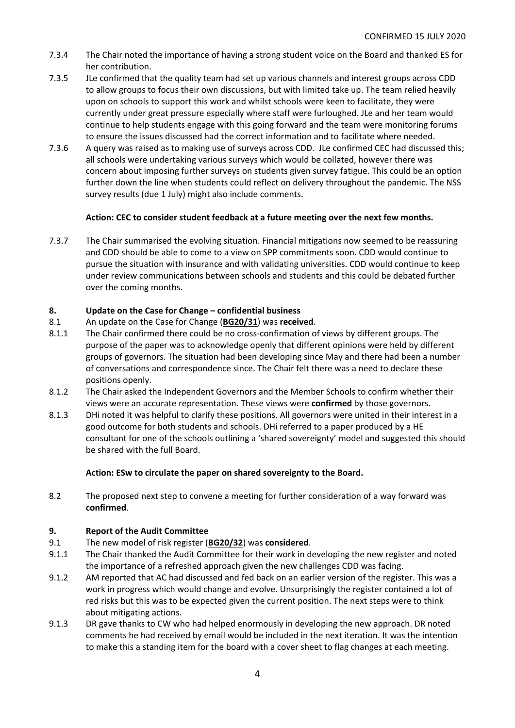CONFIRMED 15 JULY 2020

7.3.4 The Chair noted the importance of having a strong student voice on the Board and thanked ES for her contribution.

7.3.5 JLe confirmed that the quality team had set up various channels and interest groups across CDD to allow groups to focus their own discussions, but with limited take up. The team relied heavily upon on schools to support this work and whilst schools were keen to facilitate, they were currently under great pressure especially where staff were furloughed. JLe and her team would continue to help students engage with this going forward and the team were monitoring forums to ensure the issues discussed had the correct information and to facilitate where needed.

7.3.6 A query was raised as to making use of surveys across CDD. JLe confirmed CEC had discussed this; all schools were undertaking various surveys which would be collated, however there was concern about imposing further surveys on students given survey fatigue. This could be an option further down the line when students could reflect on delivery throughout the pandemic. The NSS survey results (due 1 July) might also include comments.

**Action: CEC to consider student feedback at a future meeting over the next few months.**

7.3.7 The Chair summarised the evolving situation. Financial mitigations now seemed to be reassuring and CDD should be able to come to a view on SPP commitments soon. CDD would continue to pursue the situation with insurance and with validating universities. CDD would continue to keep under review communications between schools and students and this could be debated further over the coming months.

## 8. Update on the Case for Change – confidential business

8.1 An update on the Case for Change (**BG20/31**) was **received**.

8.1.1 The Chair confirmed there could be no cross-confirmation of views by different groups. The purpose of the paper was to acknowledge openly that different opinions were held by different groups of governors. The situation had been developing since May and there had been a number of conversations and correspondence since. The Chair felt there was a need to declare these positions openly.

8.1.2 The Chair asked the Independent Governors and the Member Schools to confirm whether their views were an accurate representation. These views were **confirmed** by those governors.

8.1.3 DHi noted it was helpful to clarify these positions. All governors were united in their interest in a good outcome for both students and schools. DHi referred to a paper produced by a HE consultant for one of the schools outlining a 'shared sovereignty' model and suggested this should be shared with the full Board.

**Action: ESw to circulate the paper on shared sovereignty to the Board.**

8.2 The proposed next step to convene a meeting for further consideration of a way forward was **confirmed**.

## 9. Report of the Audit Committee

9.1 The new model of risk register (**BG20/32**) was **considered**.

9.1.1 The Chair thanked the Audit Committee for their work in developing the new register and noted the importance of a refreshed approach given the new challenges CDD was facing.

9.1.2 AM reported that AC had discussed and fed back on an earlier version of the register. This was a work in progress which would change and evolve. Unsurprisingly the register contained a lot of red risks but this was to be expected given the current position. The next steps were to think about mitigating actions.

9.1.3 DR gave thanks to CW who had helped enormously in developing the new approach. DR noted comments he had received by email would be included in the next iteration. It was the intention to make this a standing item for the board with a cover sheet to flag changes at each meeting.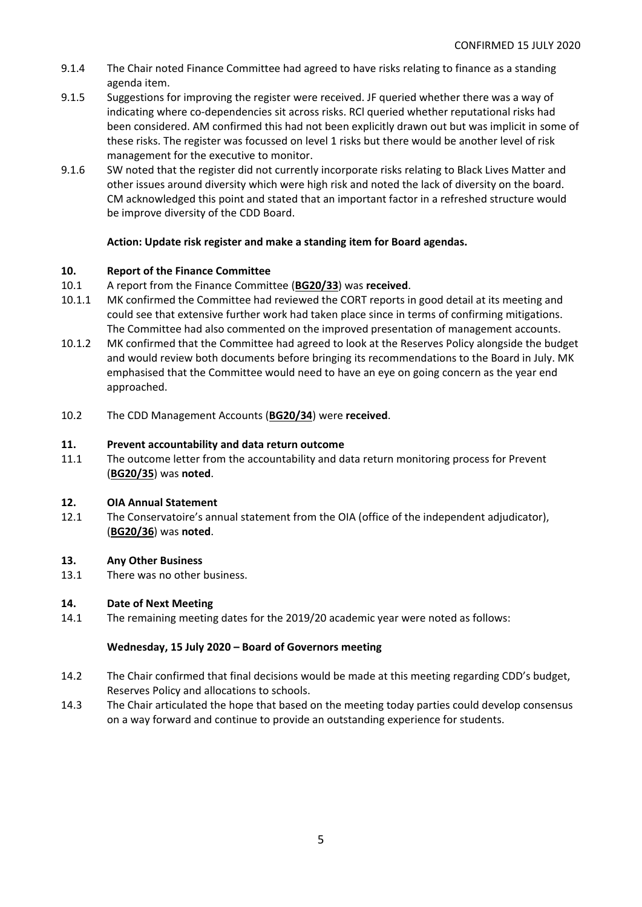9.1.4 The Chair noted Finance Committee had agreed to have risks relating to finance as a standing agenda item.

9.1.5 Suggestions for improving the register were received. JF queried whether there was a way of indicating where co-dependencies sit across risks. RCl queried whether reputational risks had been considered. AM confirmed this had not been explicitly drawn out but was implicit in some of these risks. The register was focussed on level 1 risks but there would be another level of risk management for the executive to monitor.

9.1.6 SW noted that the register did not currently incorporate risks relating to Black Lives Matter and other issues around diversity which were high risk and noted the lack of diversity on the board. CM acknowledged this point and stated that an important factor in a refreshed structure would be improve diversity of the CDD Board.

**Action: Update risk register and make a standing item for Board agendas.**

## 10. Report of the Finance Committee

10.1 A report from the Finance Committee (**BG20/33**) was **received**.

10.1.1 MK confirmed the Committee had reviewed the CORT reports in good detail at its meeting and could see that extensive further work had taken place since in terms of confirming mitigations. The Committee had also commented on the improved presentation of management accounts.

10.1.2 MK confirmed that the Committee had agreed to look at the Reserves Policy alongside the budget and would review both documents before bringing its recommendations to the Board in July. MK emphasised that the Committee would need to have an eye on going concern as the year end approached.

10.2 The CDD Management Accounts (**BG20/34**) were **received**.

## 11. Prevent accountability and data return outcome

11.1 The outcome letter from the accountability and data return monitoring process for Prevent (**BG20/35**) was **noted**.

## 12. OIA Annual Statement

12.1 The Conservatoire's annual statement from the OIA (office of the independent adjudicator), (**BG20/36**) was **noted**.

## 13. Any Other Business

13.1 There was no other business.

## 14. Date of Next Meeting

14.1 The remaining meeting dates for the 2019/20 academic year were noted as follows:

**Wednesday, 15 July 2020 – Board of Governors meeting**

14.2 The Chair confirmed that final decisions would be made at this meeting regarding CDD's budget, Reserves Policy and allocations to schools.

14.3 The Chair articulated the hope that based on the meeting today parties could develop consensus on a way forward and continue to provide an outstanding experience for students.